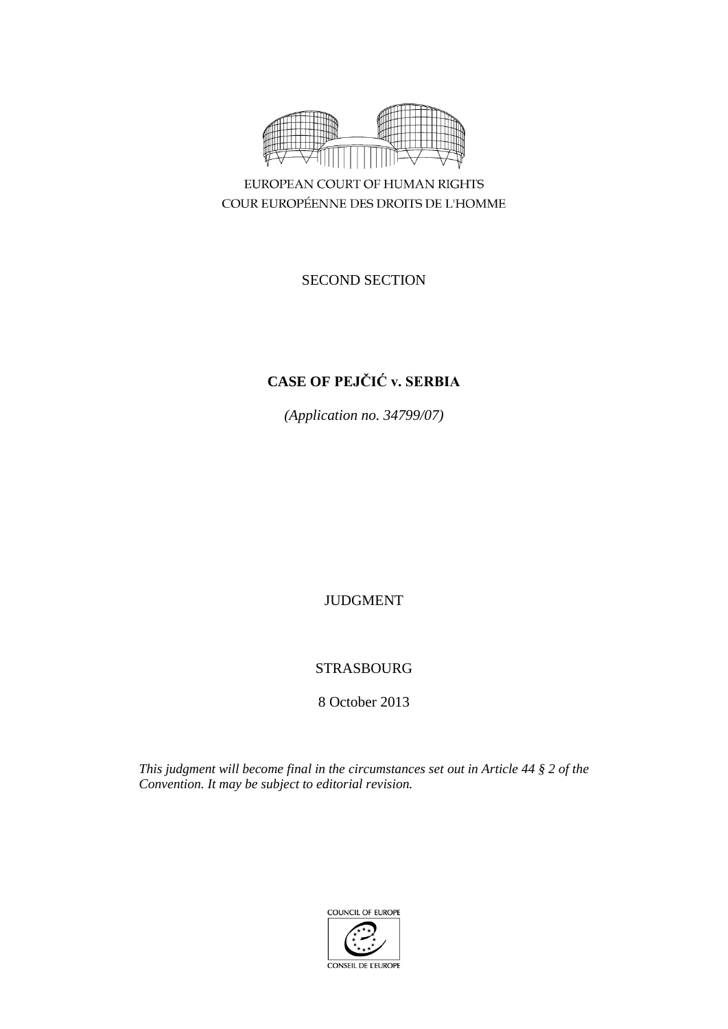EUROPEAN COURT OF HUMAN RIGHTS

COUR EUROPÉENNE DES DROITS DE L'HOMME

SECOND SECTION

**CASE OF PEJČIĆ v. SERBIA**

*(Application no. 34799/07)*

JUDGMENT

STRASBOURG

8 October 2013

*This judgment will become final in the circumstances set out in Article 44 § 2 of the Convention. It may be subject to editorial revision.*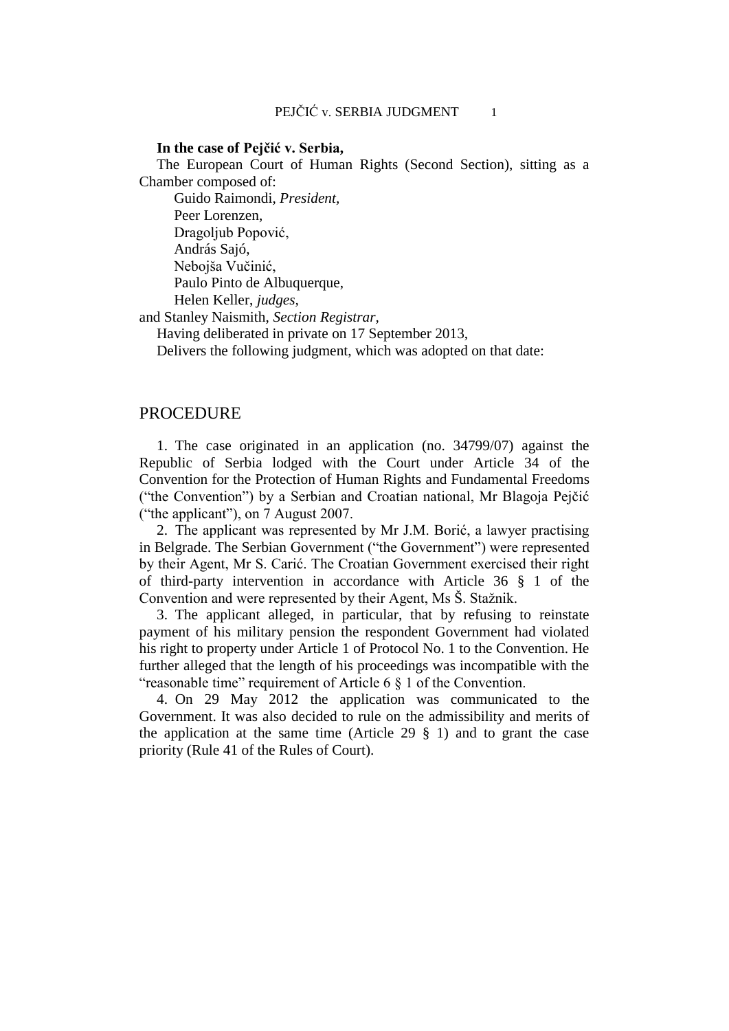**In the case of Pejčić v. Serbia,**

The European Court of Human Rights (Second Section), sitting as a Chamber composed of:

Guido Raimondi, *President,*
Peer Lorenzen,
Dragoljub Popović,
András Sajó,
Nebojša Vučinić,
Paulo Pinto de Albuquerque,
Helen Keller, *judges,*
and Stanley Naismith, *Section Registrar,*

Having deliberated in private on 17 September 2013,

Delivers the following judgment, which was adopted on that date:

# PROCEDURE

1. The case originated in an application (no. 34799/07) against the Republic of Serbia lodged with the Court under Article 34 of the Convention for the Protection of Human Rights and Fundamental Freedoms ("the Convention") by a Serbian and Croatian national, Mr Blagoja Pejčić ("the applicant"), on 7 August 2007.

2. The applicant was represented by Mr J.M. Borić, a lawyer practising in Belgrade. The Serbian Government ("the Government") were represented by their Agent, Mr S. Carić. The Croatian Government exercised their right of third-party intervention in accordance with Article 36 § 1 of the Convention and were represented by their Agent, Ms Š. Stažnik.

3. The applicant alleged, in particular, that by refusing to reinstate payment of his military pension the respondent Government had violated his right to property under Article 1 of Protocol No. 1 to the Convention. He further alleged that the length of his proceedings was incompatible with the "reasonable time" requirement of Article 6 § 1 of the Convention.

4. On 29 May 2012 the application was communicated to the Government. It was also decided to rule on the admissibility and merits of the application at the same time (Article 29 § 1) and to grant the case priority (Rule 41 of the Rules of Court).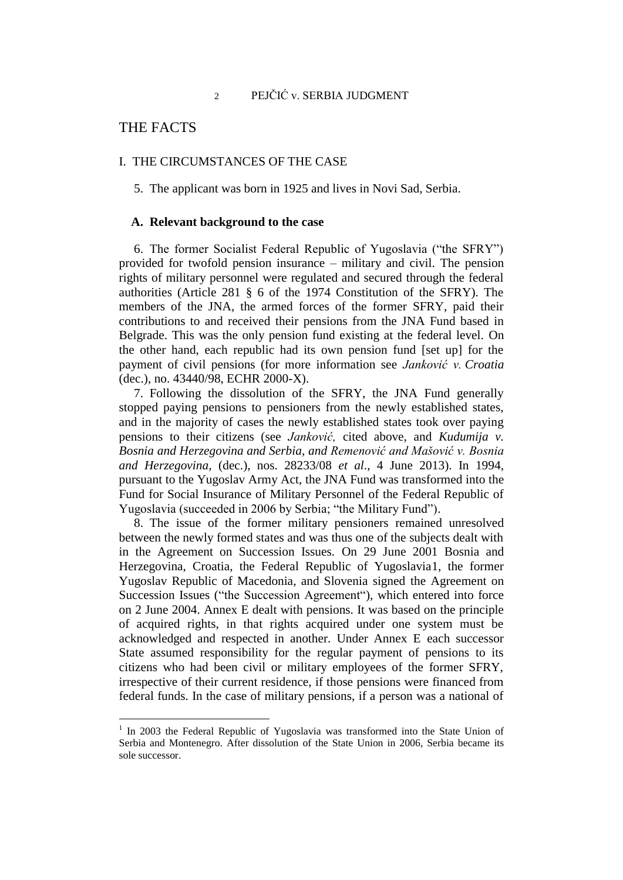# THE FACTS

## I. THE CIRCUMSTANCES OF THE CASE

5. The applicant was born in 1925 and lives in Novi Sad, Serbia.

### A. Relevant background to the case

6. The former Socialist Federal Republic of Yugoslavia ("the SFRY") provided for twofold pension insurance – military and civil. The pension rights of military personnel were regulated and secured through the federal authorities (Article 281 § 6 of the 1974 Constitution of the SFRY). The members of the JNA, the armed forces of the former SFRY, paid their contributions to and received their pensions from the JNA Fund based in Belgrade. This was the only pension fund existing at the federal level. On the other hand, each republic had its own pension fund [set up] for the payment of civil pensions (for more information see *Janković v. Croatia* (dec.), no. 43440/98, ECHR 2000-X).

7. Following the dissolution of the SFRY, the JNA Fund generally stopped paying pensions to pensioners from the newly established states, and in the majority of cases the newly established states took over paying pensions to their citizens (see *Janković,* cited above, and *Kudumija v. Bosnia and Herzegovina and Serbia, and Remenović and Mašović v. Bosnia and Herzegovina,* (dec.), nos. 28233/08 *et al*., 4 June 2013). In 1994, pursuant to the Yugoslav Army Act, the JNA Fund was transformed into the Fund for Social Insurance of Military Personnel of the Federal Republic of Yugoslavia (succeeded in 2006 by Serbia; "the Military Fund").

8. The issue of the former military pensioners remained unresolved between the newly formed states and was thus one of the subjects dealt with in the Agreement on Succession Issues. On 29 June 2001 Bosnia and Herzegovina, Croatia, the Federal Republic of Yugoslavia[1], the former Yugoslav Republic of Macedonia, and Slovenia signed the Agreement on Succession Issues ("the Succession Agreement"), which entered into force on 2 June 2004. Annex E dealt with pensions. It was based on the principle of acquired rights, in that rights acquired under one system must be acknowledged and respected in another. Under Annex E each successor State assumed responsibility for the regular payment of pensions to its citizens who had been civil or military employees of the former SFRY, irrespective of their current residence, if those pensions were financed from federal funds. In the case of military pensions, if a person was a national of

[1] In 2003 the Federal Republic of Yugoslavia was transformed into the State Union of Serbia and Montenegro. After dissolution of the State Union in 2006, Serbia became its sole successor.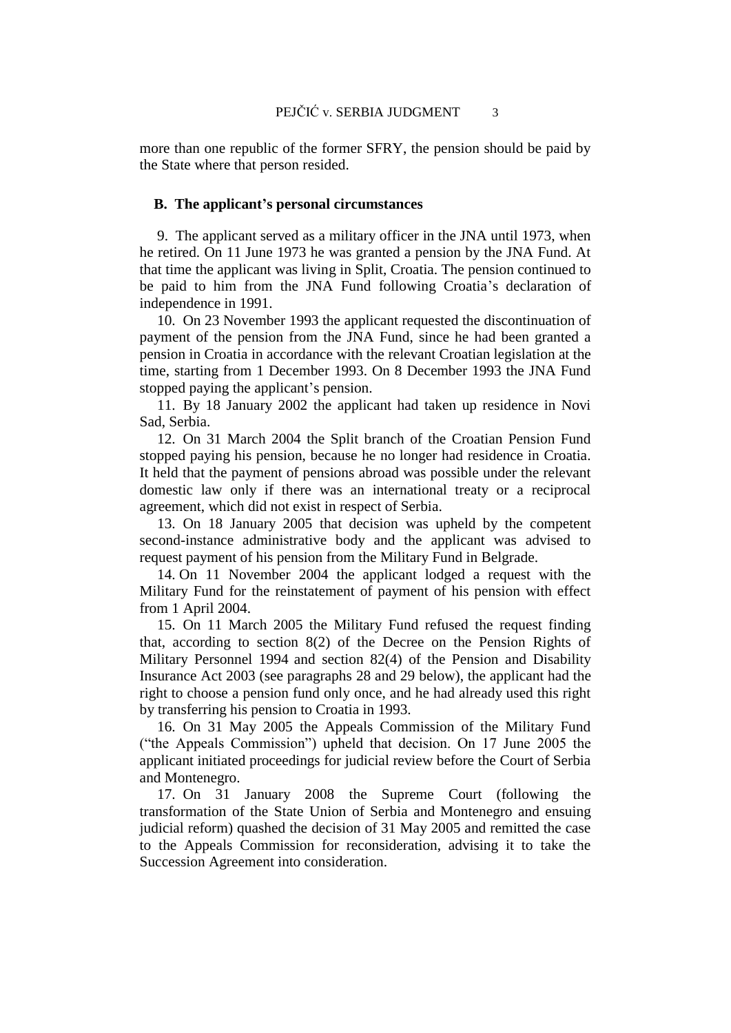more than one republic of the former SFRY, the pension should be paid by the State where that person resided.

## B. The applicant's personal circumstances

9. The applicant served as a military officer in the JNA until 1973, when he retired. On 11 June 1973 he was granted a pension by the JNA Fund. At that time the applicant was living in Split, Croatia. The pension continued to be paid to him from the JNA Fund following Croatia's declaration of independence in 1991.

10. On 23 November 1993 the applicant requested the discontinuation of payment of the pension from the JNA Fund, since he had been granted a pension in Croatia in accordance with the relevant Croatian legislation at the time, starting from 1 December 1993. On 8 December 1993 the JNA Fund stopped paying the applicant's pension.

11. By 18 January 2002 the applicant had taken up residence in Novi Sad, Serbia.

12. On 31 March 2004 the Split branch of the Croatian Pension Fund stopped paying his pension, because he no longer had residence in Croatia. It held that the payment of pensions abroad was possible under the relevant domestic law only if there was an international treaty or a reciprocal agreement, which did not exist in respect of Serbia.

13. On 18 January 2005 that decision was upheld by the competent second-instance administrative body and the applicant was advised to request payment of his pension from the Military Fund in Belgrade.

14. On 11 November 2004 the applicant lodged a request with the Military Fund for the reinstatement of payment of his pension with effect from 1 April 2004.

15. On 11 March 2005 the Military Fund refused the request finding that, according to section 8(2) of the Decree on the Pension Rights of Military Personnel 1994 and section 82(4) of the Pension and Disability Insurance Act 2003 (see paragraphs 28 and 29 below), the applicant had the right to choose a pension fund only once, and he had already used this right by transferring his pension to Croatia in 1993.

16. On 31 May 2005 the Appeals Commission of the Military Fund ("the Appeals Commission") upheld that decision. On 17 June 2005 the applicant initiated proceedings for judicial review before the Court of Serbia and Montenegro.

17. On 31 January 2008 the Supreme Court (following the transformation of the State Union of Serbia and Montenegro and ensuing judicial reform) quashed the decision of 31 May 2005 and remitted the case to the Appeals Commission for reconsideration, advising it to take the Succession Agreement into consideration.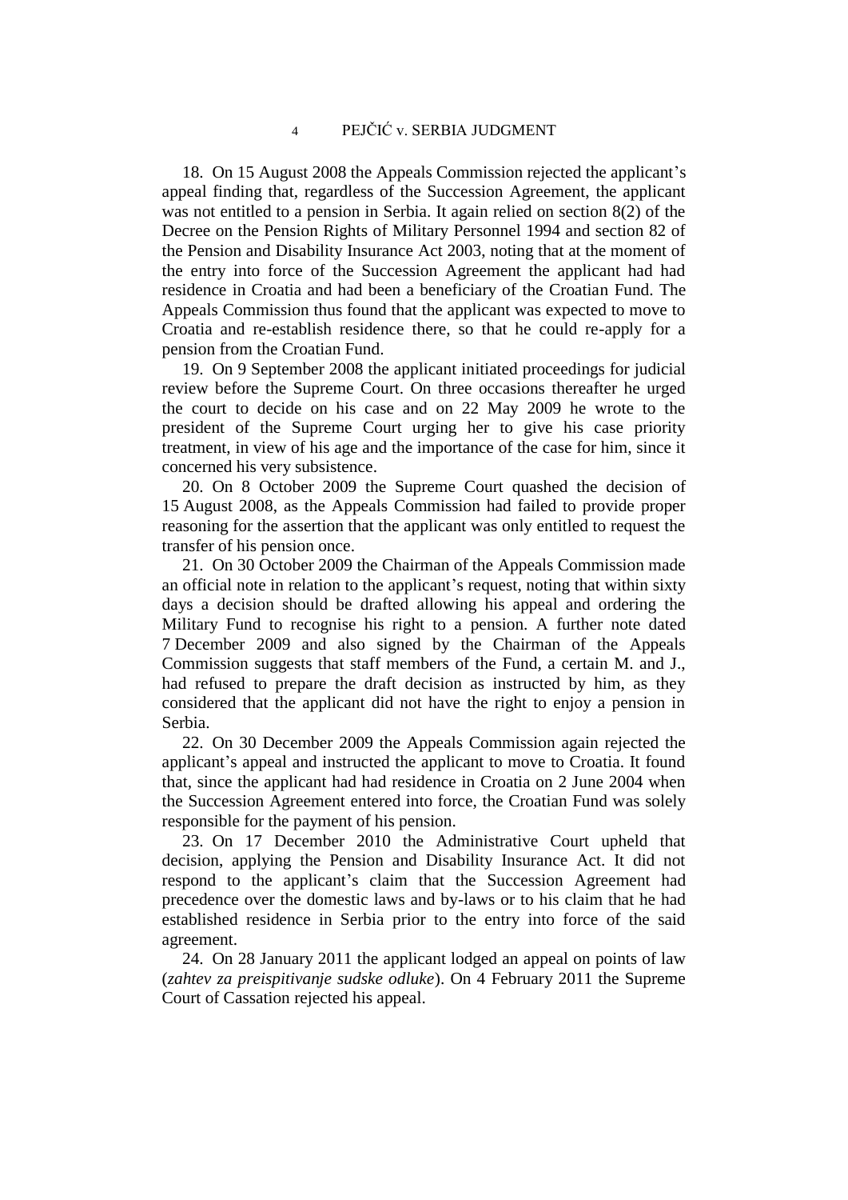18. On 15 August 2008 the Appeals Commission rejected the applicant's appeal finding that, regardless of the Succession Agreement, the applicant was not entitled to a pension in Serbia. It again relied on section 8(2) of the Decree on the Pension Rights of Military Personnel 1994 and section 82 of the Pension and Disability Insurance Act 2003, noting that at the moment of the entry into force of the Succession Agreement the applicant had had residence in Croatia and had been a beneficiary of the Croatian Fund. The Appeals Commission thus found that the applicant was expected to move to Croatia and re-establish residence there, so that he could re-apply for a pension from the Croatian Fund.

19. On 9 September 2008 the applicant initiated proceedings for judicial review before the Supreme Court. On three occasions thereafter he urged the court to decide on his case and on 22 May 2009 he wrote to the president of the Supreme Court urging her to give his case priority treatment, in view of his age and the importance of the case for him, since it concerned his very subsistence.

20. On 8 October 2009 the Supreme Court quashed the decision of 15 August 2008, as the Appeals Commission had failed to provide proper reasoning for the assertion that the applicant was only entitled to request the transfer of his pension once.

21. On 30 October 2009 the Chairman of the Appeals Commission made an official note in relation to the applicant's request, noting that within sixty days a decision should be drafted allowing his appeal and ordering the Military Fund to recognise his right to a pension. A further note dated 7 December 2009 and also signed by the Chairman of the Appeals Commission suggests that staff members of the Fund, a certain M. and J., had refused to prepare the draft decision as instructed by him, as they considered that the applicant did not have the right to enjoy a pension in Serbia.

22. On 30 December 2009 the Appeals Commission again rejected the applicant's appeal and instructed the applicant to move to Croatia. It found that, since the applicant had had residence in Croatia on 2 June 2004 when the Succession Agreement entered into force, the Croatian Fund was solely responsible for the payment of his pension.

23. On 17 December 2010 the Administrative Court upheld that decision, applying the Pension and Disability Insurance Act. It did not respond to the applicant's claim that the Succession Agreement had precedence over the domestic laws and by-laws or to his claim that he had established residence in Serbia prior to the entry into force of the said agreement.

24. On 28 January 2011 the applicant lodged an appeal on points of law (*zahtev za preispitivanje sudske odluke*). On 4 February 2011 the Supreme Court of Cassation rejected his appeal.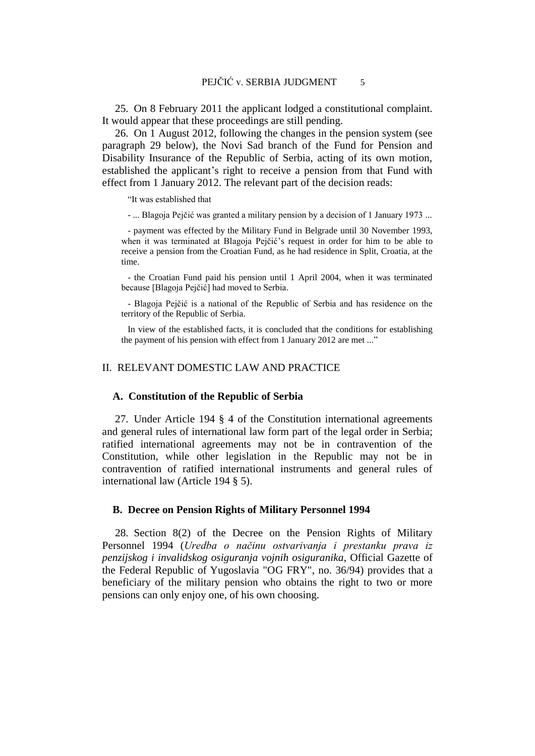25. On 8 February 2011 the applicant lodged a constitutional complaint. It would appear that these proceedings are still pending.

26. On 1 August 2012, following the changes in the pension system (see paragraph 29 below), the Novi Sad branch of the Fund for Pension and Disability Insurance of the Republic of Serbia, acting of its own motion, established the applicant's right to receive a pension from that Fund with effect from 1 January 2012. The relevant part of the decision reads:

> "It was established that
>
> - ... Blagoja Pejčić was granted a military pension by a decision of 1 January 1973 ...
>
> - payment was effected by the Military Fund in Belgrade until 30 November 1993, when it was terminated at Blagoja Pejčić's request in order for him to be able to receive a pension from the Croatian Fund, as he had residence in Split, Croatia, at the time.
>
> - the Croatian Fund paid his pension until 1 April 2004, when it was terminated because [Blagoja Pejčić] had moved to Serbia.
>
> - Blagoja Pejčić is a national of the Republic of Serbia and has residence on the territory of the Republic of Serbia.
>
> In view of the established facts, it is concluded that the conditions for establishing the payment of his pension with effect from 1 January 2012 are met ..."

## II. RELEVANT DOMESTIC LAW AND PRACTICE

### A. Constitution of the Republic of Serbia

27. Under Article 194 § 4 of the Constitution international agreements and general rules of international law form part of the legal order in Serbia; ratified international agreements may not be in contravention of the Constitution, while other legislation in the Republic may not be in contravention of ratified international instruments and general rules of international law (Article 194 § 5).

### B. Decree on Pension Rights of Military Personnel 1994

28. Section 8(2) of the Decree on the Pension Rights of Military Personnel 1994 (*Uredba o načinu ostvarivanja i prestanku prava iz penzijskog i invalidskog osiguranja vojnih osiguranika*, Official Gazette of the Federal Republic of Yugoslavia "OG FRY", no. 36/94) provides that a beneficiary of the military pension who obtains the right to two or more pensions can only enjoy one, of his own choosing.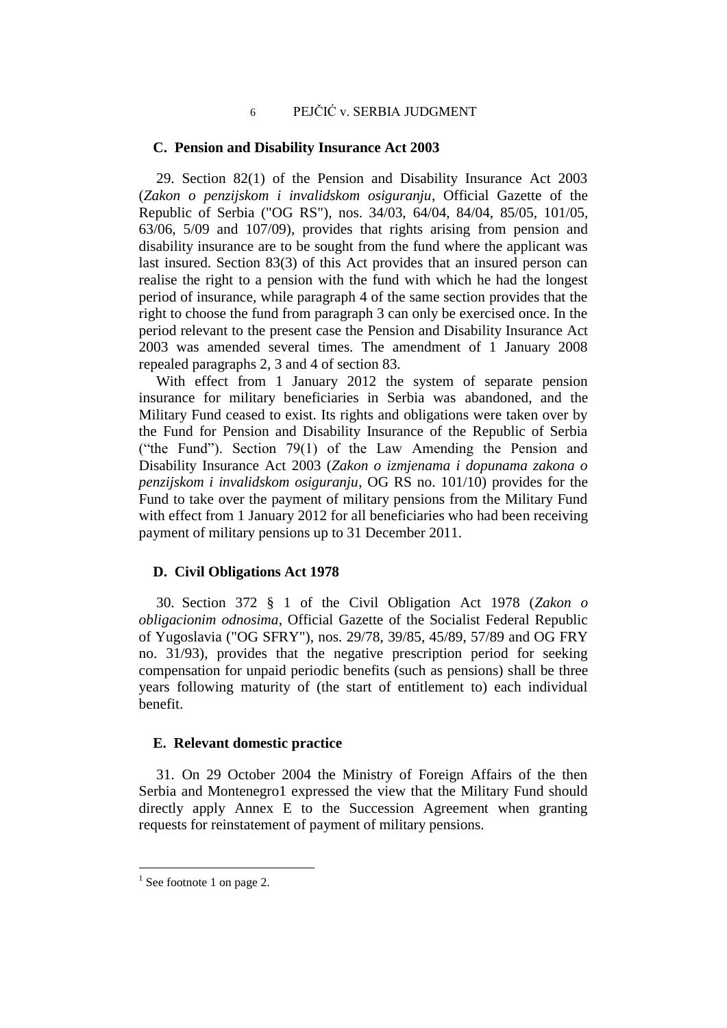### C. Pension and Disability Insurance Act 2003

29. Section 82(1) of the Pension and Disability Insurance Act 2003 (*Zakon o penzijskom i invalidskom osiguranju*, Official Gazette of the Republic of Serbia ("OG RS"), nos. 34/03, 64/04, 84/04, 85/05, 101/05, 63/06, 5/09 and 107/09), provides that rights arising from pension and disability insurance are to be sought from the fund where the applicant was last insured. Section 83(3) of this Act provides that an insured person can realise the right to a pension with the fund with which he had the longest period of insurance, while paragraph 4 of the same section provides that the right to choose the fund from paragraph 3 can only be exercised once. In the period relevant to the present case the Pension and Disability Insurance Act 2003 was amended several times. The amendment of 1 January 2008 repealed paragraphs 2, 3 and 4 of section 83.

With effect from 1 January 2012 the system of separate pension insurance for military beneficiaries in Serbia was abandoned, and the Military Fund ceased to exist. Its rights and obligations were taken over by the Fund for Pension and Disability Insurance of the Republic of Serbia ("the Fund"). Section 79(1) of the Law Amending the Pension and Disability Insurance Act 2003 (*Zakon o izmjenama i dopunama zakona o penzijskom i invalidskom osiguranju*, OG RS no. 101/10) provides for the Fund to take over the payment of military pensions from the Military Fund with effect from 1 January 2012 for all beneficiaries who had been receiving payment of military pensions up to 31 December 2011.

### D. Civil Obligations Act 1978

30. Section 372 § 1 of the Civil Obligation Act 1978 (*Zakon o obligacionim odnosima*, Official Gazette of the Socialist Federal Republic of Yugoslavia ("OG SFRY"), nos. 29/78, 39/85, 45/89, 57/89 and OG FRY no. 31/93), provides that the negative prescription period for seeking compensation for unpaid periodic benefits (such as pensions) shall be three years following maturity of (the start of entitlement to) each individual benefit.

### E. Relevant domestic practice

31. On 29 October 2004 the Ministry of Foreign Affairs of the then Serbia and Montenegro[1] expressed the view that the Military Fund should directly apply Annex E to the Succession Agreement when granting requests for reinstatement of payment of military pensions.

[1] See footnote 1 on page 2.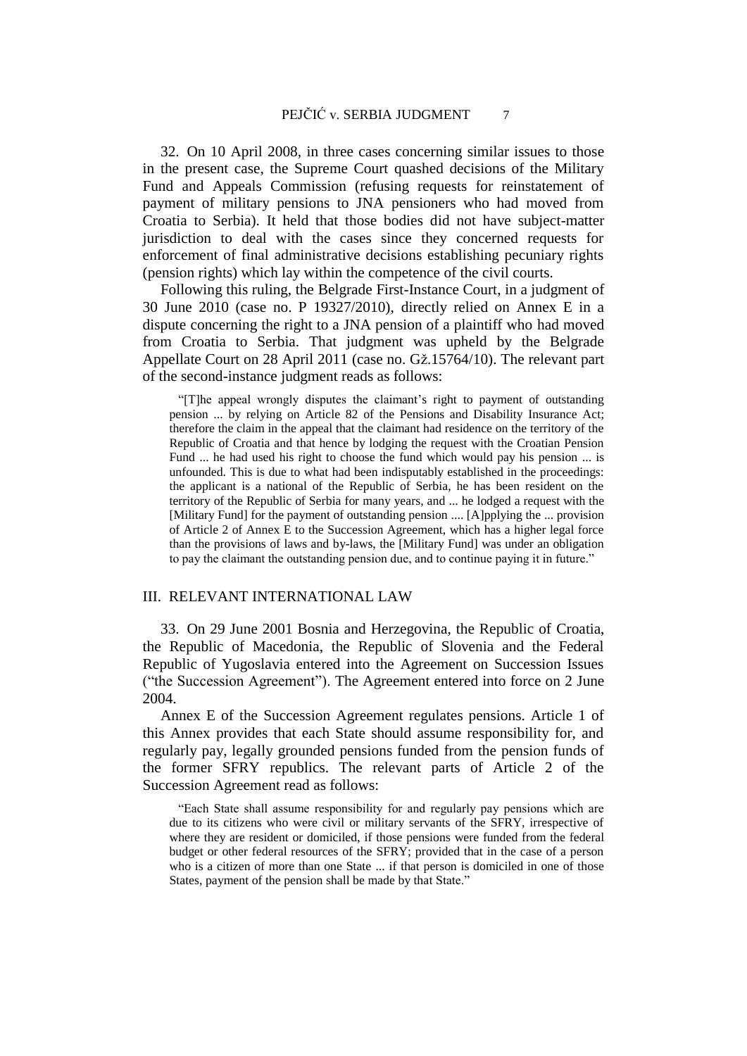32. On 10 April 2008, in three cases concerning similar issues to those in the present case, the Supreme Court quashed decisions of the Military Fund and Appeals Commission (refusing requests for reinstatement of payment of military pensions to JNA pensioners who had moved from Croatia to Serbia). It held that those bodies did not have subject-matter jurisdiction to deal with the cases since they concerned requests for enforcement of final administrative decisions establishing pecuniary rights (pension rights) which lay within the competence of the civil courts.

Following this ruling, the Belgrade First-Instance Court, in a judgment of 30 June 2010 (case no. P 19327/2010), directly relied on Annex E in a dispute concerning the right to a JNA pension of a plaintiff who had moved from Croatia to Serbia. That judgment was upheld by the Belgrade Appellate Court on 28 April 2011 (case no. Gž.15764/10). The relevant part of the second-instance judgment reads as follows:

> "[T]he appeal wrongly disputes the claimant's right to payment of outstanding pension ... by relying on Article 82 of the Pensions and Disability Insurance Act; therefore the claim in the appeal that the claimant had residence on the territory of the Republic of Croatia and that hence by lodging the request with the Croatian Pension Fund ... he had used his right to choose the fund which would pay his pension ... is unfounded. This is due to what had been indisputably established in the proceedings: the applicant is a national of the Republic of Serbia, he has been resident on the territory of the Republic of Serbia for many years, and ... he lodged a request with the [Military Fund] for the payment of outstanding pension .... [A]pplying the ... provision of Article 2 of Annex E to the Succession Agreement, which has a higher legal force than the provisions of laws and by-laws, the [Military Fund] was under an obligation to pay the claimant the outstanding pension due, and to continue paying it in future."

## III. RELEVANT INTERNATIONAL LAW

33. On 29 June 2001 Bosnia and Herzegovina, the Republic of Croatia, the Republic of Macedonia, the Republic of Slovenia and the Federal Republic of Yugoslavia entered into the Agreement on Succession Issues ("the Succession Agreement"). The Agreement entered into force on 2 June 2004.

Annex E of the Succession Agreement regulates pensions. Article 1 of this Annex provides that each State should assume responsibility for, and regularly pay, legally grounded pensions funded from the pension funds of the former SFRY republics. The relevant parts of Article 2 of the Succession Agreement read as follows:

> "Each State shall assume responsibility for and regularly pay pensions which are due to its citizens who were civil or military servants of the SFRY, irrespective of where they are resident or domiciled, if those pensions were funded from the federal budget or other federal resources of the SFRY; provided that in the case of a person who is a citizen of more than one State ... if that person is domiciled in one of those States, payment of the pension shall be made by that State."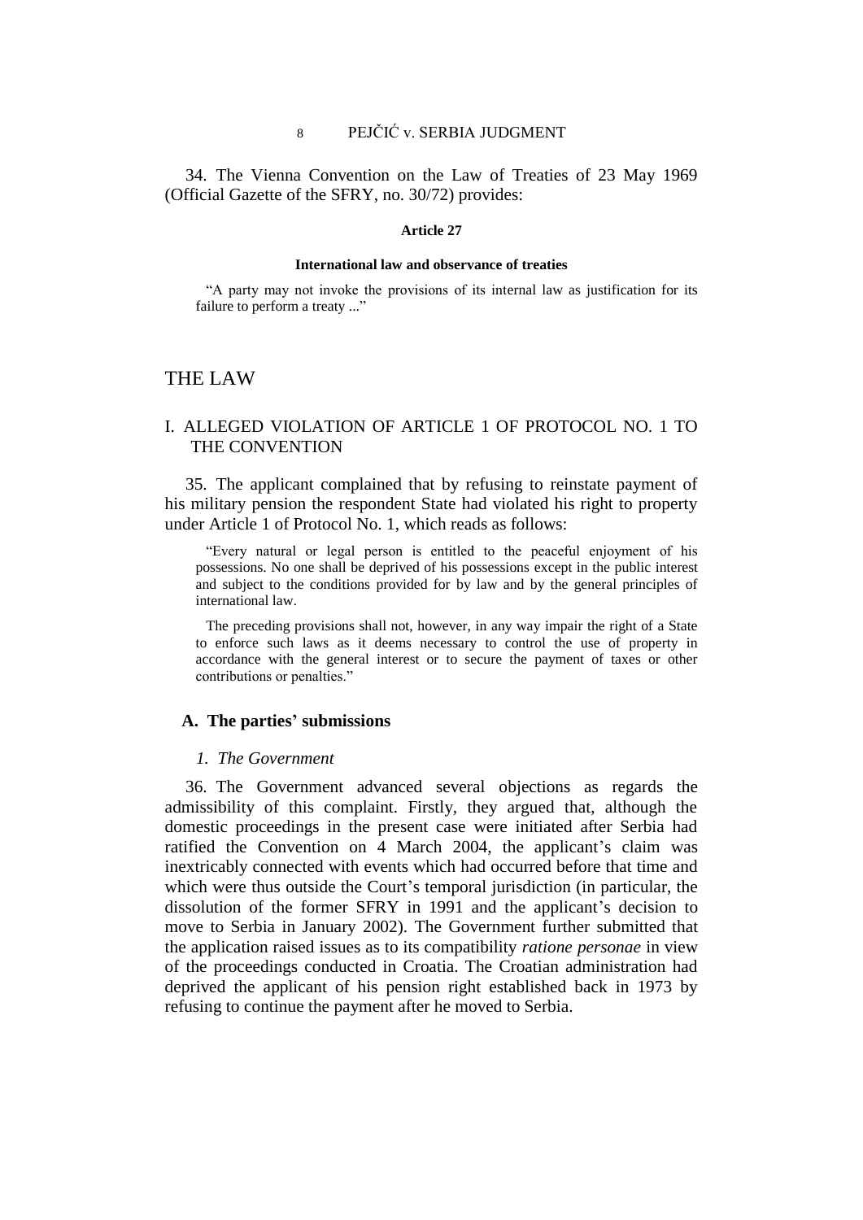34. The Vienna Convention on the Law of Treaties of 23 May 1969 (Official Gazette of the SFRY, no. 30/72) provides:

**Article 27**

**International law and observance of treaties**

> "A party may not invoke the provisions of its internal law as justification for its failure to perform a treaty ..."

# THE LAW

## I. ALLEGED VIOLATION OF ARTICLE 1 OF PROTOCOL NO. 1 TO THE CONVENTION

35. The applicant complained that by refusing to reinstate payment of his military pension the respondent State had violated his right to property under Article 1 of Protocol No. 1, which reads as follows:

> "Every natural or legal person is entitled to the peaceful enjoyment of his possessions. No one shall be deprived of his possessions except in the public interest and subject to the conditions provided for by law and by the general principles of international law.
>
> The preceding provisions shall not, however, in any way impair the right of a State to enforce such laws as it deems necessary to control the use of property in accordance with the general interest or to secure the payment of taxes or other contributions or penalties."

### A. The parties' submissions

#### *1. The Government*

36. The Government advanced several objections as regards the admissibility of this complaint. Firstly, they argued that, although the domestic proceedings in the present case were initiated after Serbia had ratified the Convention on 4 March 2004, the applicant's claim was inextricably connected with events which had occurred before that time and which were thus outside the Court's temporal jurisdiction (in particular, the dissolution of the former SFRY in 1991 and the applicant's decision to move to Serbia in January 2002). The Government further submitted that the application raised issues as to its compatibility *ratione personae* in view of the proceedings conducted in Croatia. The Croatian administration had deprived the applicant of his pension right established back in 1973 by refusing to continue the payment after he moved to Serbia.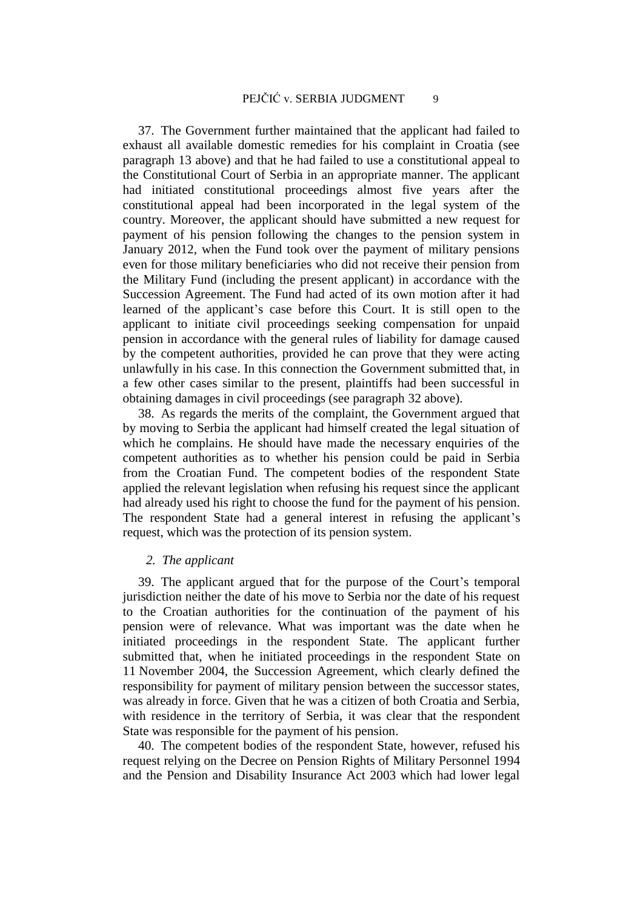37. The Government further maintained that the applicant had failed to exhaust all available domestic remedies for his complaint in Croatia (see paragraph 13 above) and that he had failed to use a constitutional appeal to the Constitutional Court of Serbia in an appropriate manner. The applicant had initiated constitutional proceedings almost five years after the constitutional appeal had been incorporated in the legal system of the country. Moreover, the applicant should have submitted a new request for payment of his pension following the changes to the pension system in January 2012, when the Fund took over the payment of military pensions even for those military beneficiaries who did not receive their pension from the Military Fund (including the present applicant) in accordance with the Succession Agreement. The Fund had acted of its own motion after it had learned of the applicant's case before this Court. It is still open to the applicant to initiate civil proceedings seeking compensation for unpaid pension in accordance with the general rules of liability for damage caused by the competent authorities, provided he can prove that they were acting unlawfully in his case. In this connection the Government submitted that, in a few other cases similar to the present, plaintiffs had been successful in obtaining damages in civil proceedings (see paragraph 32 above).

38. As regards the merits of the complaint, the Government argued that by moving to Serbia the applicant had himself created the legal situation of which he complains. He should have made the necessary enquiries of the competent authorities as to whether his pension could be paid in Serbia from the Croatian Fund. The competent bodies of the respondent State applied the relevant legislation when refusing his request since the applicant had already used his right to choose the fund for the payment of his pension. The respondent State had a general interest in refusing the applicant's request, which was the protection of its pension system.

*2. The applicant*

39. The applicant argued that for the purpose of the Court's temporal jurisdiction neither the date of his move to Serbia nor the date of his request to the Croatian authorities for the continuation of the payment of his pension were of relevance. What was important was the date when he initiated proceedings in the respondent State. The applicant further submitted that, when he initiated proceedings in the respondent State on 11 November 2004, the Succession Agreement, which clearly defined the responsibility for payment of military pension between the successor states, was already in force. Given that he was a citizen of both Croatia and Serbia, with residence in the territory of Serbia, it was clear that the respondent State was responsible for the payment of his pension.

40. The competent bodies of the respondent State, however, refused his request relying on the Decree on Pension Rights of Military Personnel 1994 and the Pension and Disability Insurance Act 2003 which had lower legal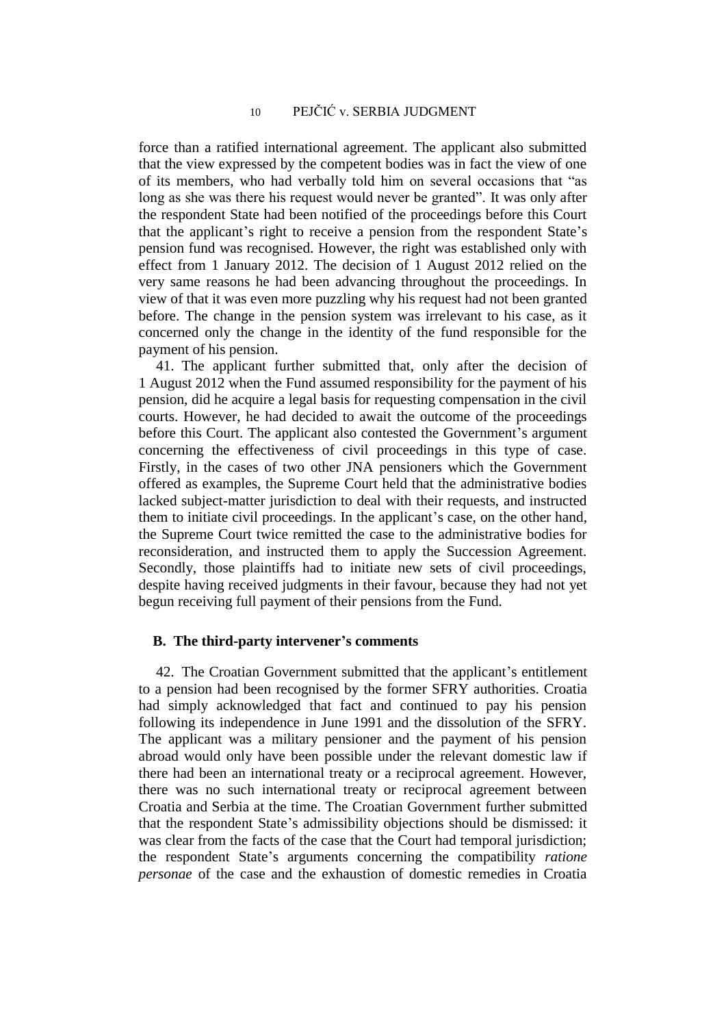force than a ratified international agreement. The applicant also submitted that the view expressed by the competent bodies was in fact the view of one of its members, who had verbally told him on several occasions that "as long as she was there his request would never be granted". It was only after the respondent State had been notified of the proceedings before this Court that the applicant's right to receive a pension from the respondent State's pension fund was recognised. However, the right was established only with effect from 1 January 2012. The decision of 1 August 2012 relied on the very same reasons he had been advancing throughout the proceedings. In view of that it was even more puzzling why his request had not been granted before. The change in the pension system was irrelevant to his case, as it concerned only the change in the identity of the fund responsible for the payment of his pension.

41. The applicant further submitted that, only after the decision of 1 August 2012 when the Fund assumed responsibility for the payment of his pension, did he acquire a legal basis for requesting compensation in the civil courts. However, he had decided to await the outcome of the proceedings before this Court. The applicant also contested the Government's argument concerning the effectiveness of civil proceedings in this type of case. Firstly, in the cases of two other JNA pensioners which the Government offered as examples, the Supreme Court held that the administrative bodies lacked subject-matter jurisdiction to deal with their requests, and instructed them to initiate civil proceedings. In the applicant's case, on the other hand, the Supreme Court twice remitted the case to the administrative bodies for reconsideration, and instructed them to apply the Succession Agreement. Secondly, those plaintiffs had to initiate new sets of civil proceedings, despite having received judgments in their favour, because they had not yet begun receiving full payment of their pensions from the Fund.

## B. The third-party intervener's comments

42. The Croatian Government submitted that the applicant's entitlement to a pension had been recognised by the former SFRY authorities. Croatia had simply acknowledged that fact and continued to pay his pension following its independence in June 1991 and the dissolution of the SFRY. The applicant was a military pensioner and the payment of his pension abroad would only have been possible under the relevant domestic law if there had been an international treaty or a reciprocal agreement. However, there was no such international treaty or reciprocal agreement between Croatia and Serbia at the time. The Croatian Government further submitted that the respondent State's admissibility objections should be dismissed: it was clear from the facts of the case that the Court had temporal jurisdiction; the respondent State's arguments concerning the compatibility *ratione personae* of the case and the exhaustion of domestic remedies in Croatia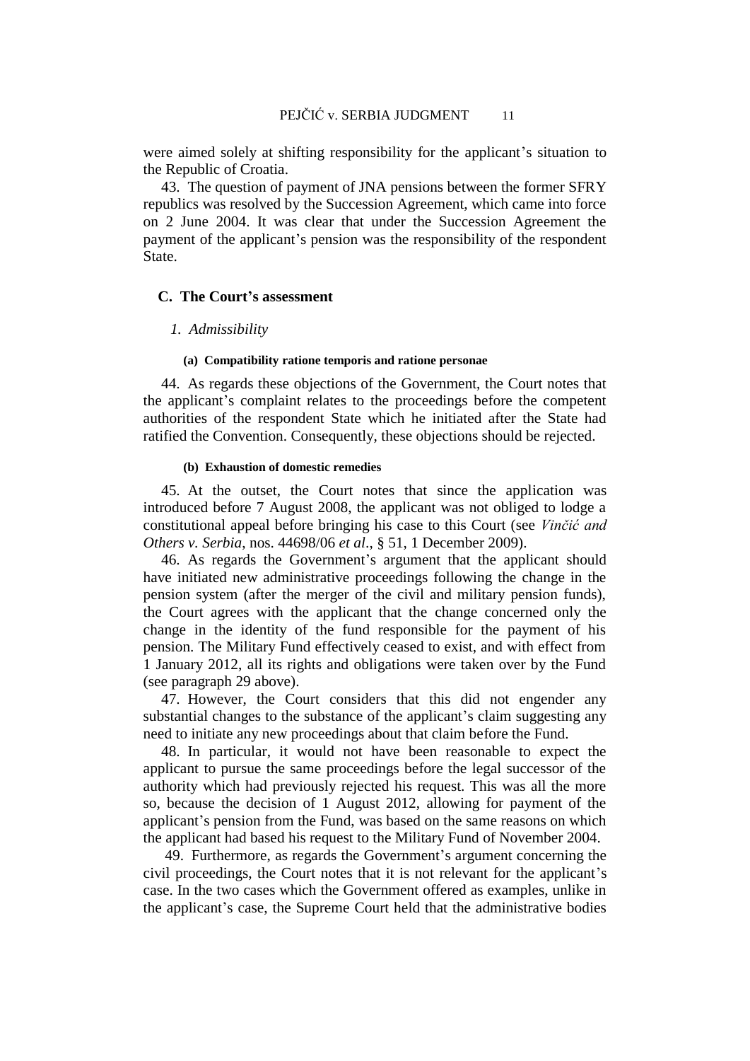were aimed solely at shifting responsibility for the applicant's situation to the Republic of Croatia.

43. The question of payment of JNA pensions between the former SFRY republics was resolved by the Succession Agreement, which came into force on 2 June 2004. It was clear that under the Succession Agreement the payment of the applicant's pension was the responsibility of the respondent State.

## C. The Court's assessment

### *1. Admissibility*

#### (a) Compatibility ratione temporis and ratione personae

44. As regards these objections of the Government, the Court notes that the applicant's complaint relates to the proceedings before the competent authorities of the respondent State which he initiated after the State had ratified the Convention. Consequently, these objections should be rejected.

#### (b) Exhaustion of domestic remedies

45. At the outset, the Court notes that since the application was introduced before 7 August 2008, the applicant was not obliged to lodge a constitutional appeal before bringing his case to this Court (see *Vinčić and Others v. Serbia*, nos. 44698/06 *et al*., § 51, 1 December 2009).

46. As regards the Government's argument that the applicant should have initiated new administrative proceedings following the change in the pension system (after the merger of the civil and military pension funds), the Court agrees with the applicant that the change concerned only the change in the identity of the fund responsible for the payment of his pension. The Military Fund effectively ceased to exist, and with effect from 1 January 2012, all its rights and obligations were taken over by the Fund (see paragraph 29 above).

47. However, the Court considers that this did not engender any substantial changes to the substance of the applicant's claim suggesting any need to initiate any new proceedings about that claim before the Fund.

48. In particular, it would not have been reasonable to expect the applicant to pursue the same proceedings before the legal successor of the authority which had previously rejected his request. This was all the more so, because the decision of 1 August 2012, allowing for payment of the applicant's pension from the Fund, was based on the same reasons on which the applicant had based his request to the Military Fund of November 2004.

49. Furthermore, as regards the Government's argument concerning the civil proceedings, the Court notes that it is not relevant for the applicant's case. In the two cases which the Government offered as examples, unlike in the applicant's case, the Supreme Court held that the administrative bodies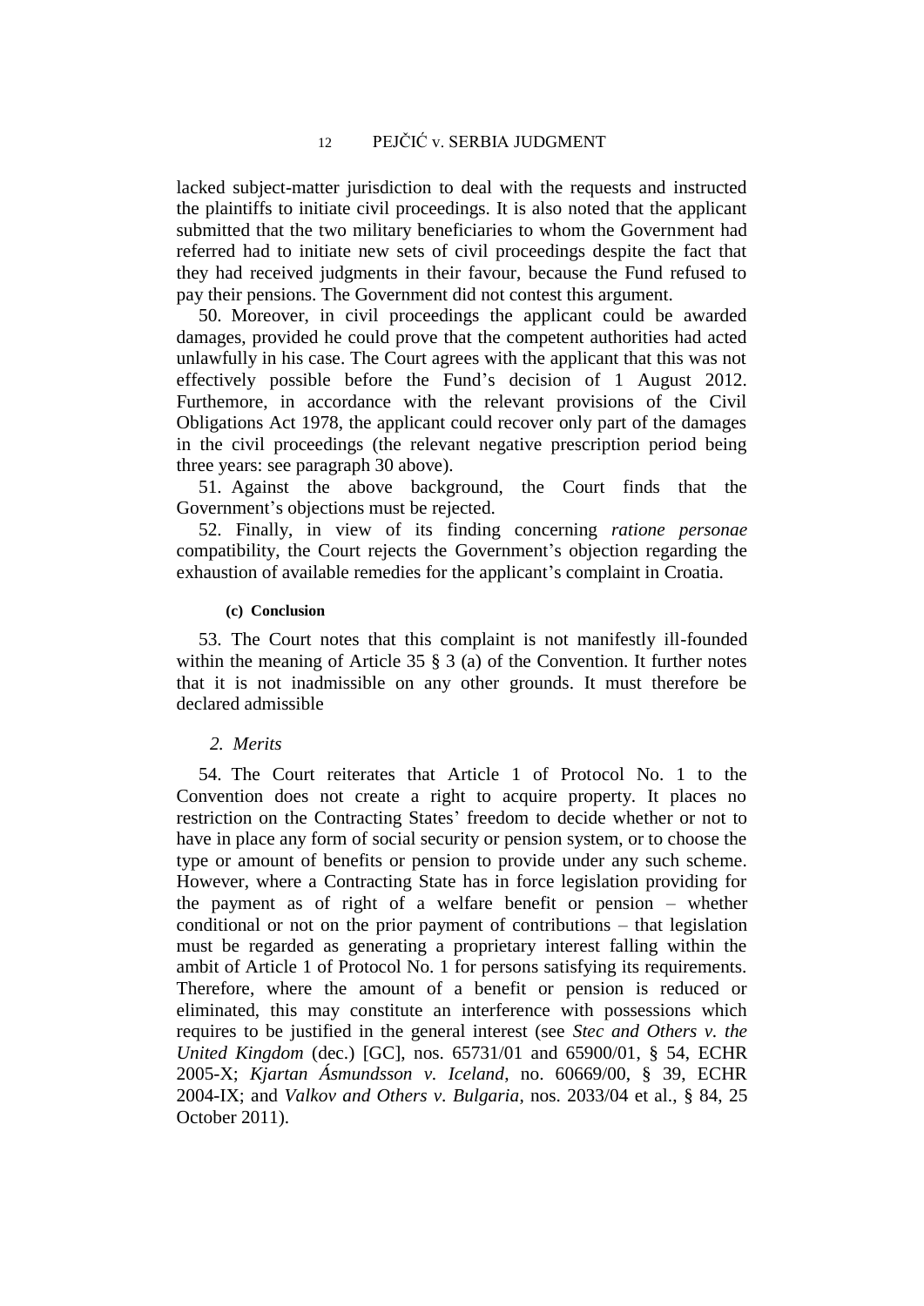lacked subject-matter jurisdiction to deal with the requests and instructed the plaintiffs to initiate civil proceedings. It is also noted that the applicant submitted that the two military beneficiaries to whom the Government had referred had to initiate new sets of civil proceedings despite the fact that they had received judgments in their favour, because the Fund refused to pay their pensions. The Government did not contest this argument.

50. Moreover, in civil proceedings the applicant could be awarded damages, provided he could prove that the competent authorities had acted unlawfully in his case. The Court agrees with the applicant that this was not effectively possible before the Fund's decision of 1 August 2012. Furthemore, in accordance with the relevant provisions of the Civil Obligations Act 1978, the applicant could recover only part of the damages in the civil proceedings (the relevant negative prescription period being three years: see paragraph 30 above).

51. Against the above background, the Court finds that the Government's objections must be rejected.

52. Finally, in view of its finding concerning *ratione personae* compatibility, the Court rejects the Government's objection regarding the exhaustion of available remedies for the applicant's complaint in Croatia.

##### (c) Conclusion

53. The Court notes that this complaint is not manifestly ill-founded within the meaning of Article 35 § 3 (a) of the Convention. It further notes that it is not inadmissible on any other grounds. It must therefore be declared admissible

#### *2. Merits*

54. The Court reiterates that Article 1 of Protocol No. 1 to the Convention does not create a right to acquire property. It places no restriction on the Contracting States' freedom to decide whether or not to have in place any form of social security or pension system, or to choose the type or amount of benefits or pension to provide under any such scheme. However, where a Contracting State has in force legislation providing for the payment as of right of a welfare benefit or pension – whether conditional or not on the prior payment of contributions – that legislation must be regarded as generating a proprietary interest falling within the ambit of Article 1 of Protocol No. 1 for persons satisfying its requirements. Therefore, where the amount of a benefit or pension is reduced or eliminated, this may constitute an interference with possessions which requires to be justified in the general interest (see *Stec and Others v. the United Kingdom* (dec.) [GC], nos. 65731/01 and 65900/01, § 54, ECHR 2005-X; *Kjartan Ásmundsson v. Iceland*, no. 60669/00, § 39, ECHR 2004-IX; and *Valkov and Others v. Bulgaria*, nos. 2033/04 et al., § 84, 25 October 2011).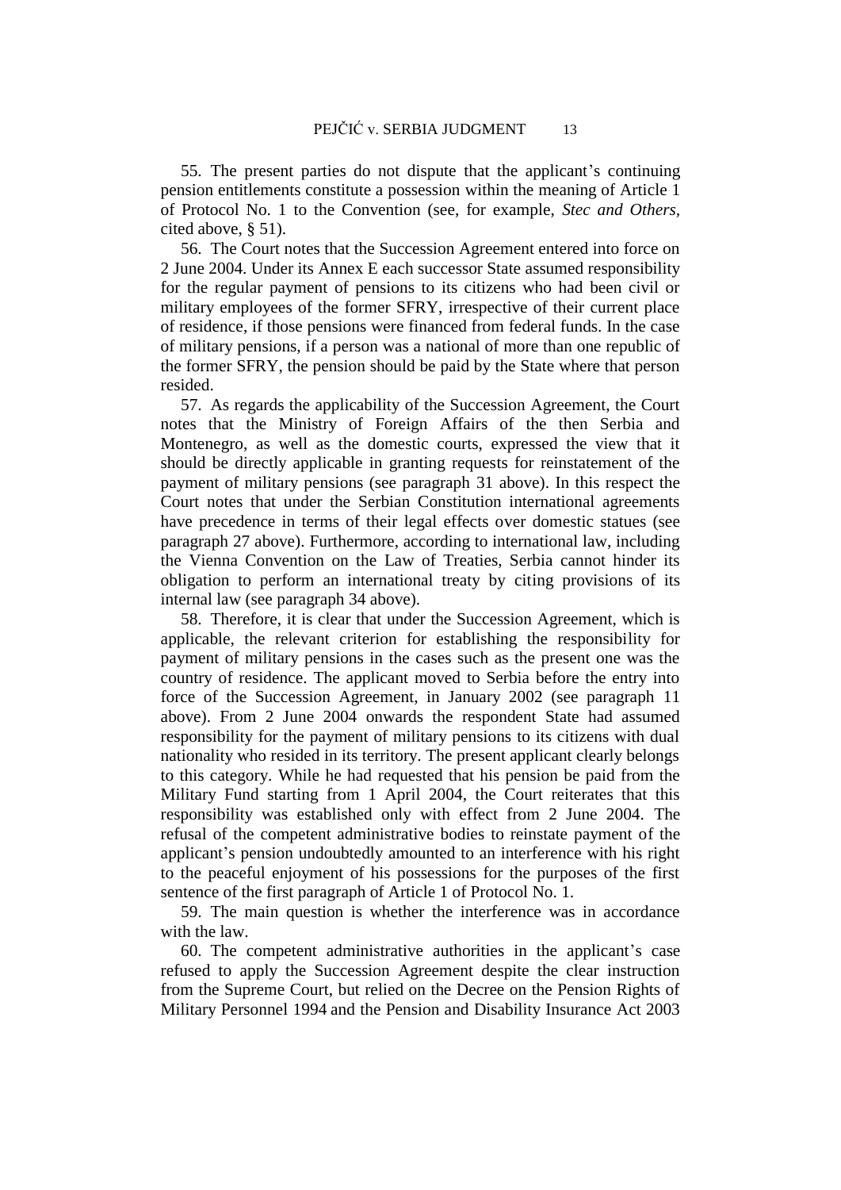55. The present parties do not dispute that the applicant's continuing pension entitlements constitute a possession within the meaning of Article 1 of Protocol No. 1 to the Convention (see, for example, *Stec and Others*, cited above, § 51).

56. The Court notes that the Succession Agreement entered into force on 2 June 2004. Under its Annex E each successor State assumed responsibility for the regular payment of pensions to its citizens who had been civil or military employees of the former SFRY, irrespective of their current place of residence, if those pensions were financed from federal funds. In the case of military pensions, if a person was a national of more than one republic of the former SFRY, the pension should be paid by the State where that person resided.

57. As regards the applicability of the Succession Agreement, the Court notes that the Ministry of Foreign Affairs of the then Serbia and Montenegro, as well as the domestic courts, expressed the view that it should be directly applicable in granting requests for reinstatement of the payment of military pensions (see paragraph 31 above). In this respect the Court notes that under the Serbian Constitution international agreements have precedence in terms of their legal effects over domestic statues (see paragraph 27 above). Furthermore, according to international law, including the Vienna Convention on the Law of Treaties, Serbia cannot hinder its obligation to perform an international treaty by citing provisions of its internal law (see paragraph 34 above).

58. Therefore, it is clear that under the Succession Agreement, which is applicable, the relevant criterion for establishing the responsibility for payment of military pensions in the cases such as the present one was the country of residence. The applicant moved to Serbia before the entry into force of the Succession Agreement, in January 2002 (see paragraph 11 above). From 2 June 2004 onwards the respondent State had assumed responsibility for the payment of military pensions to its citizens with dual nationality who resided in its territory. The present applicant clearly belongs to this category. While he had requested that his pension be paid from the Military Fund starting from 1 April 2004, the Court reiterates that this responsibility was established only with effect from 2 June 2004. The refusal of the competent administrative bodies to reinstate payment of the applicant's pension undoubtedly amounted to an interference with his right to the peaceful enjoyment of his possessions for the purposes of the first sentence of the first paragraph of Article 1 of Protocol No. 1.

59. The main question is whether the interference was in accordance with the law.

60. The competent administrative authorities in the applicant's case refused to apply the Succession Agreement despite the clear instruction from the Supreme Court, but relied on the Decree on the Pension Rights of Military Personnel 1994 and the Pension and Disability Insurance Act 2003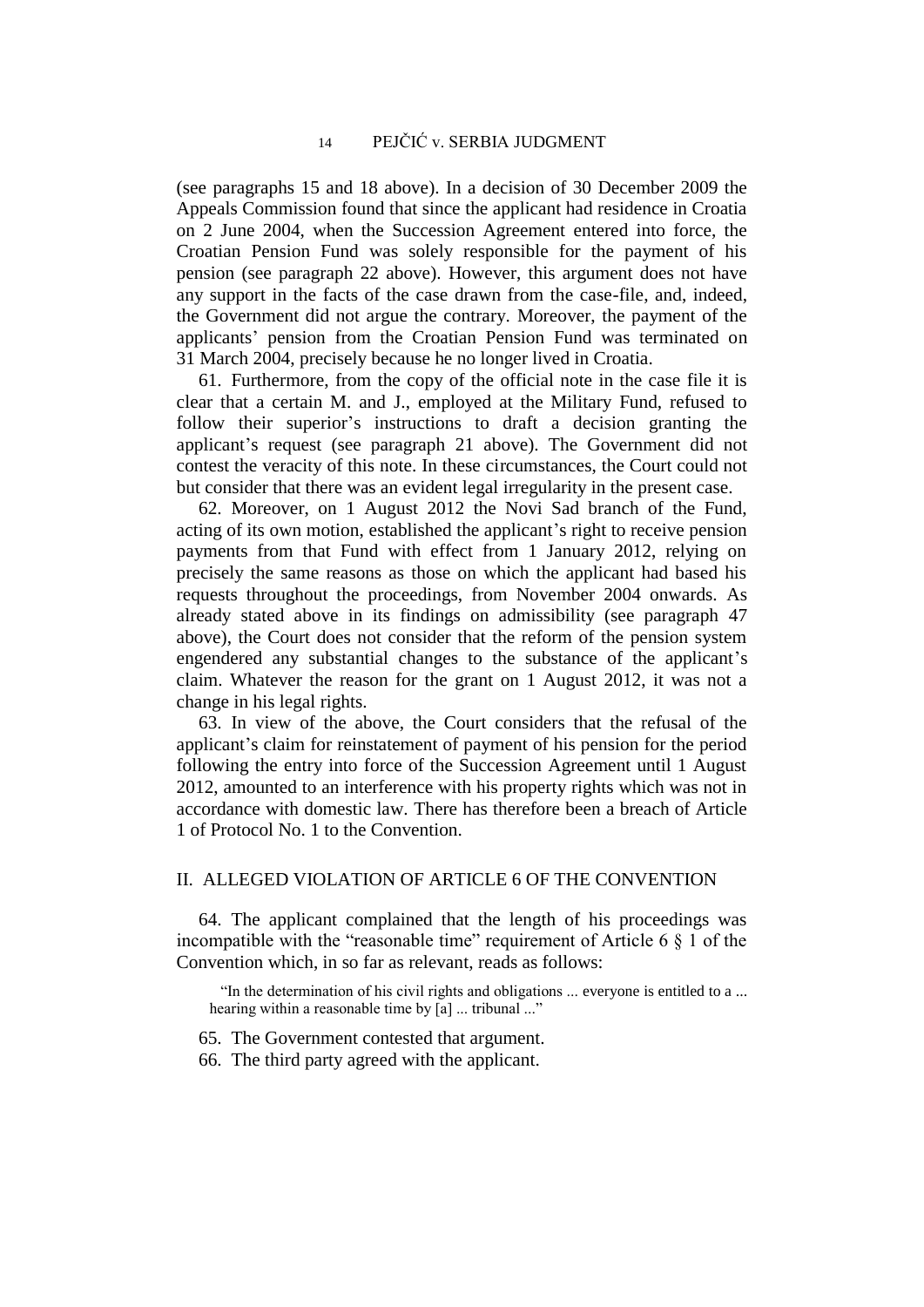(see paragraphs 15 and 18 above). In a decision of 30 December 2009 the Appeals Commission found that since the applicant had residence in Croatia on 2 June 2004, when the Succession Agreement entered into force, the Croatian Pension Fund was solely responsible for the payment of his pension (see paragraph 22 above). However, this argument does not have any support in the facts of the case drawn from the case-file, and, indeed, the Government did not argue the contrary. Moreover, the payment of the applicants' pension from the Croatian Pension Fund was terminated on 31 March 2004, precisely because he no longer lived in Croatia.

61. Furthermore, from the copy of the official note in the case file it is clear that a certain M. and J., employed at the Military Fund, refused to follow their superior's instructions to draft a decision granting the applicant's request (see paragraph 21 above). The Government did not contest the veracity of this note. In these circumstances, the Court could not but consider that there was an evident legal irregularity in the present case.

62. Moreover, on 1 August 2012 the Novi Sad branch of the Fund, acting of its own motion, established the applicant's right to receive pension payments from that Fund with effect from 1 January 2012, relying on precisely the same reasons as those on which the applicant had based his requests throughout the proceedings, from November 2004 onwards. As already stated above in its findings on admissibility (see paragraph 47 above), the Court does not consider that the reform of the pension system engendered any substantial changes to the substance of the applicant's claim. Whatever the reason for the grant on 1 August 2012, it was not a change in his legal rights.

63. In view of the above, the Court considers that the refusal of the applicant's claim for reinstatement of payment of his pension for the period following the entry into force of the Succession Agreement until 1 August 2012, amounted to an interference with his property rights which was not in accordance with domestic law. There has therefore been a breach of Article 1 of Protocol No. 1 to the Convention.

## II. ALLEGED VIOLATION OF ARTICLE 6 OF THE CONVENTION

64. The applicant complained that the length of his proceedings was incompatible with the "reasonable time" requirement of Article 6 § 1 of the Convention which, in so far as relevant, reads as follows:

> "In the determination of his civil rights and obligations ... everyone is entitled to a ... hearing within a reasonable time by [a] ... tribunal ..."

65. The Government contested that argument.

66. The third party agreed with the applicant.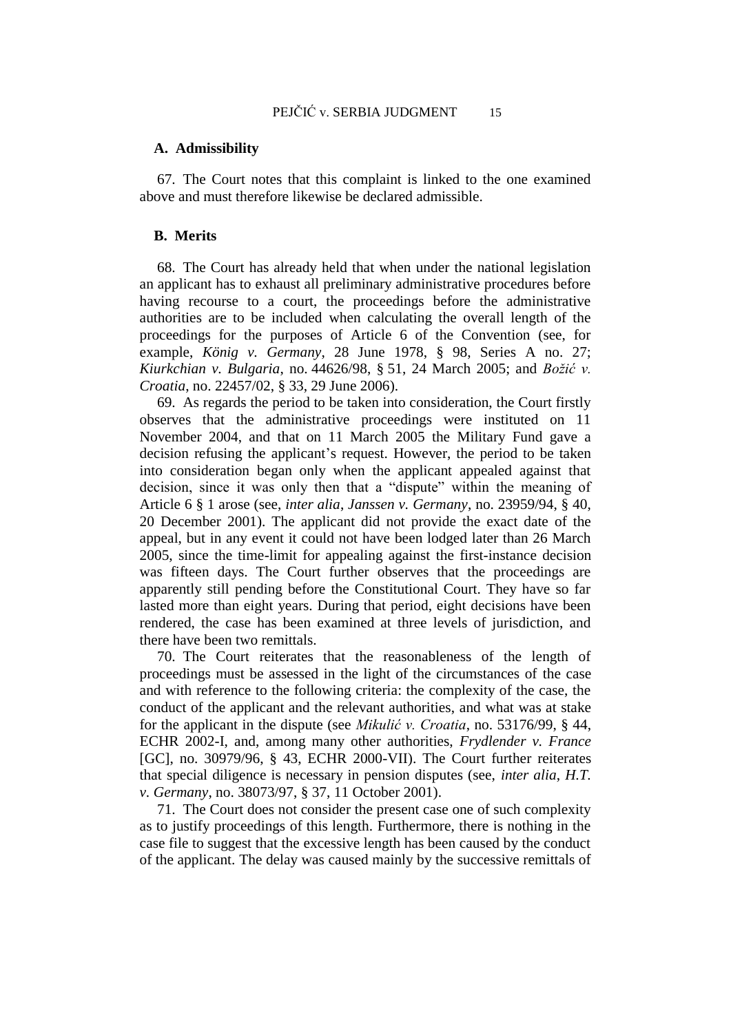### A. Admissibility

67. The Court notes that this complaint is linked to the one examined above and must therefore likewise be declared admissible.

### B. Merits

68. The Court has already held that when under the national legislation an applicant has to exhaust all preliminary administrative procedures before having recourse to a court, the proceedings before the administrative authorities are to be included when calculating the overall length of the proceedings for the purposes of Article 6 of the Convention (see, for example, *König v. Germany*, 28 June 1978, § 98, Series A no. 27; *Kiurkchian v. Bulgaria*, no. 44626/98, § 51, 24 March 2005; and *Božić v. Croatia*, no. 22457/02, § 33, 29 June 2006).

69. As regards the period to be taken into consideration, the Court firstly observes that the administrative proceedings were instituted on 11 November 2004, and that on 11 March 2005 the Military Fund gave a decision refusing the applicant's request. However, the period to be taken into consideration began only when the applicant appealed against that decision, since it was only then that a "dispute" within the meaning of Article 6 § 1 arose (see, *inter alia*, *Janssen v. Germany*, no. 23959/94, § 40, 20 December 2001). The applicant did not provide the exact date of the appeal, but in any event it could not have been lodged later than 26 March 2005, since the time-limit for appealing against the first-instance decision was fifteen days. The Court further observes that the proceedings are apparently still pending before the Constitutional Court. They have so far lasted more than eight years. During that period, eight decisions have been rendered, the case has been examined at three levels of jurisdiction, and there have been two remittals.

70. The Court reiterates that the reasonableness of the length of proceedings must be assessed in the light of the circumstances of the case and with reference to the following criteria: the complexity of the case, the conduct of the applicant and the relevant authorities, and what was at stake for the applicant in the dispute (see *Mikulić v. Croatia*, no. 53176/99, § 44, ECHR 2002-I, and, among many other authorities, *Frydlender v. France* [GC], no. 30979/96, § 43, ECHR 2000-VII). The Court further reiterates that special diligence is necessary in pension disputes (see, *inter alia*, *H.T. v. Germany*, no. 38073/97, § 37, 11 October 2001).

71. The Court does not consider the present case one of such complexity as to justify proceedings of this length. Furthermore, there is nothing in the case file to suggest that the excessive length has been caused by the conduct of the applicant. The delay was caused mainly by the successive remittals of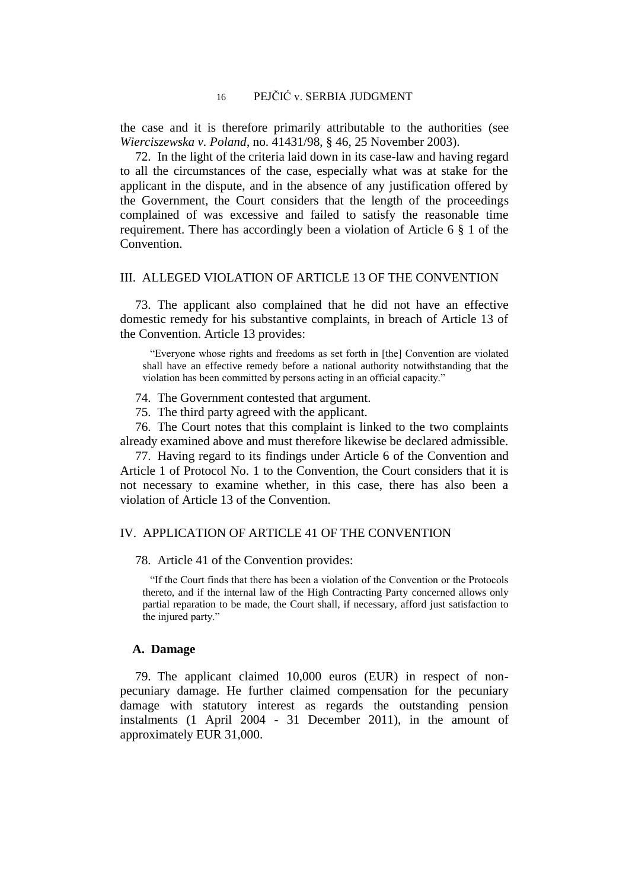the case and it is therefore primarily attributable to the authorities (see *Wierciszewska v. Poland*, no. 41431/98, § 46, 25 November 2003).

72. In the light of the criteria laid down in its case-law and having regard to all the circumstances of the case, especially what was at stake for the applicant in the dispute, and in the absence of any justification offered by the Government, the Court considers that the length of the proceedings complained of was excessive and failed to satisfy the reasonable time requirement. There has accordingly been a violation of Article 6 § 1 of the Convention.

## III. ALLEGED VIOLATION OF ARTICLE 13 OF THE CONVENTION

73. The applicant also complained that he did not have an effective domestic remedy for his substantive complaints, in breach of Article 13 of the Convention. Article 13 provides:

> "Everyone whose rights and freedoms as set forth in [the] Convention are violated shall have an effective remedy before a national authority notwithstanding that the violation has been committed by persons acting in an official capacity."

74. The Government contested that argument.

75. The third party agreed with the applicant.

76. The Court notes that this complaint is linked to the two complaints already examined above and must therefore likewise be declared admissible.

77. Having regard to its findings under Article 6 of the Convention and Article 1 of Protocol No. 1 to the Convention, the Court considers that it is not necessary to examine whether, in this case, there has also been a violation of Article 13 of the Convention.

## IV. APPLICATION OF ARTICLE 41 OF THE CONVENTION

78. Article 41 of the Convention provides:

> "If the Court finds that there has been a violation of the Convention or the Protocols thereto, and if the internal law of the High Contracting Party concerned allows only partial reparation to be made, the Court shall, if necessary, afford just satisfaction to the injured party."

### A. Damage

79. The applicant claimed 10,000 euros (EUR) in respect of non-pecuniary damage. He further claimed compensation for the pecuniary damage with statutory interest as regards the outstanding pension instalments (1 April 2004 - 31 December 2011), in the amount of approximately EUR 31,000.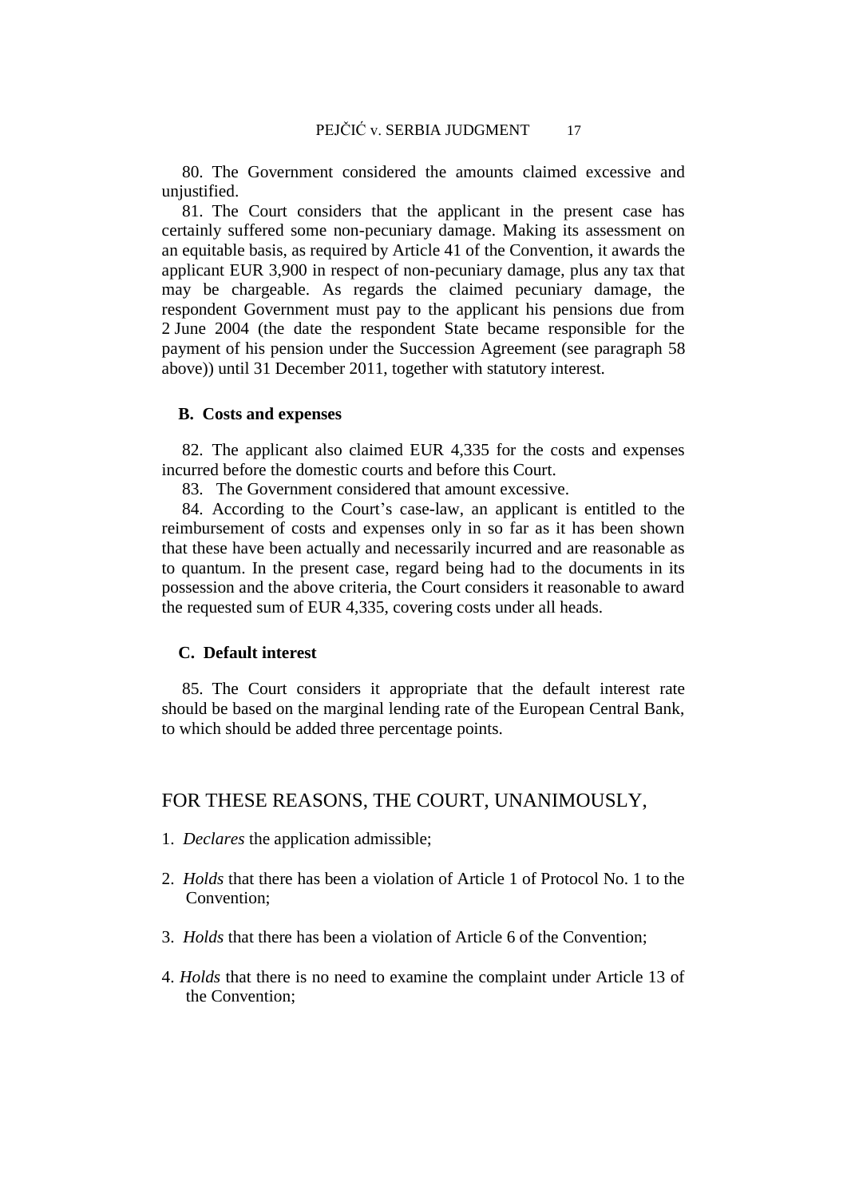80. The Government considered the amounts claimed excessive and unjustified.

81. The Court considers that the applicant in the present case has certainly suffered some non-pecuniary damage. Making its assessment on an equitable basis, as required by Article 41 of the Convention, it awards the applicant EUR 3,900 in respect of non-pecuniary damage, plus any tax that may be chargeable. As regards the claimed pecuniary damage, the respondent Government must pay to the applicant his pensions due from 2 June 2004 (the date the respondent State became responsible for the payment of his pension under the Succession Agreement (see paragraph 58 above)) until 31 December 2011, together with statutory interest.

### B. Costs and expenses

82. The applicant also claimed EUR 4,335 for the costs and expenses incurred before the domestic courts and before this Court.

83. The Government considered that amount excessive.

84. According to the Court's case-law, an applicant is entitled to the reimbursement of costs and expenses only in so far as it has been shown that these have been actually and necessarily incurred and are reasonable as to quantum. In the present case, regard being had to the documents in its possession and the above criteria, the Court considers it reasonable to award the requested sum of EUR 4,335, covering costs under all heads.

### C. Default interest

85. The Court considers it appropriate that the default interest rate should be based on the marginal lending rate of the European Central Bank, to which should be added three percentage points.

## FOR THESE REASONS, THE COURT, UNANIMOUSLY,

1. *Declares* the application admissible;

2. *Holds* that there has been a violation of Article 1 of Protocol No. 1 to the Convention;

3. *Holds* that there has been a violation of Article 6 of the Convention;

4. *Holds* that there is no need to examine the complaint under Article 13 of the Convention;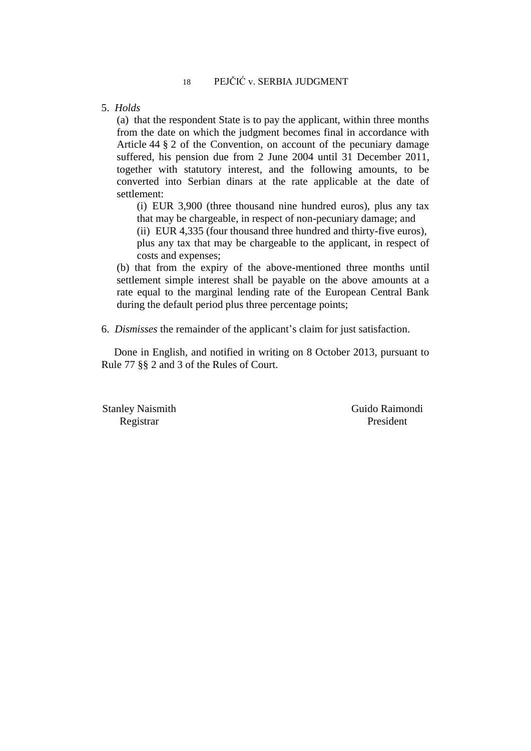5. *Holds*

(a) that the respondent State is to pay the applicant, within three months from the date on which the judgment becomes final in accordance with Article 44 § 2 of the Convention, on account of the pecuniary damage suffered, his pension due from 2 June 2004 until 31 December 2011, together with statutory interest, and the following amounts, to be converted into Serbian dinars at the rate applicable at the date of settlement:

(i) EUR 3,900 (three thousand nine hundred euros), plus any tax that may be chargeable, in respect of non-pecuniary damage; and

(ii) EUR 4,335 (four thousand three hundred and thirty-five euros), plus any tax that may be chargeable to the applicant, in respect of costs and expenses;

(b) that from the expiry of the above-mentioned three months until settlement simple interest shall be payable on the above amounts at a rate equal to the marginal lending rate of the European Central Bank during the default period plus three percentage points;

6. *Dismisses* the remainder of the applicant's claim for just satisfaction.

Done in English, and notified in writing on 8 October 2013, pursuant to Rule 77 §§ 2 and 3 of the Rules of Court.

Stanley Naismith
Registrar

Guido Raimondi
President